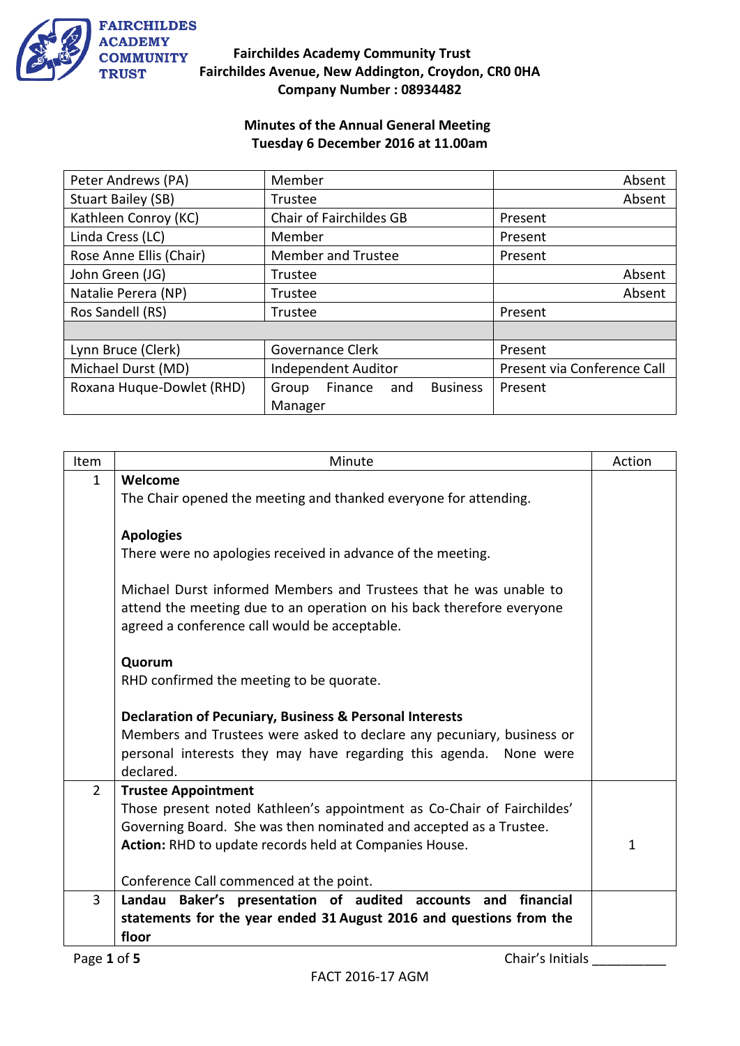FAIRCHILDES ACADEMY COMMUNITY TRUST

**Fairchildes Academy Community Trust**
**Fairchildes Avenue, New Addington, Croydon, CR0 0HA**
**Company Number : 08934482**

## Minutes of the Annual General Meeting
## Tuesday 6 December 2016 at 11.00am

| | | |
|---|---|---|
| Peter Andrews (PA) | Member | Absent |
| Stuart Bailey (SB) | Trustee | Absent |
| Kathleen Conroy (KC) | Chair of Fairchildes GB | Present |
| Linda Cress (LC) | Member | Present |
| Rose Anne Ellis (Chair) | Member and Trustee | Present |
| John Green (JG) | Trustee | Absent |
| Natalie Perera (NP) | Trustee | Absent |
| Ros Sandell (RS) | Trustee | Present |
| | | |
| Lynn Bruce (Clerk) | Governance Clerk | Present |
| Michael Durst (MD) | Independent Auditor | Present via Conference Call |
| Roxana Huque-Dowlet (RHD) | Group Finance and Business Manager | Present |

| Item | Minute | Action |
|---|---|---|
| 1 | **Welcome**<br>The Chair opened the meeting and thanked everyone for attending.<br><br>**Apologies**<br>There were no apologies received in advance of the meeting.<br><br>Michael Durst informed Members and Trustees that he was unable to attend the meeting due to an operation on his back therefore everyone agreed a conference call would be acceptable.<br><br>**Quorum**<br>RHD confirmed the meeting to be quorate.<br><br>**Declaration of Pecuniary, Business & Personal Interests**<br>Members and Trustees were asked to declare any pecuniary, business or personal interests they may have regarding this agenda. None were declared. | |
| 2 | **Trustee Appointment**<br>Those present noted Kathleen's appointment as Co-Chair of Fairchildes' Governing Board. She was then nominated and accepted as a Trustee.<br>**Action:** RHD to update records held at Companies House.<br><br>Conference Call commenced at the point. | 1 |
| 3 | **Landau Baker's presentation of audited accounts and financial statements for the year ended 31 August 2016 and questions from the floor** | |

Chair's Initials __________

FACT 2016-17 AGM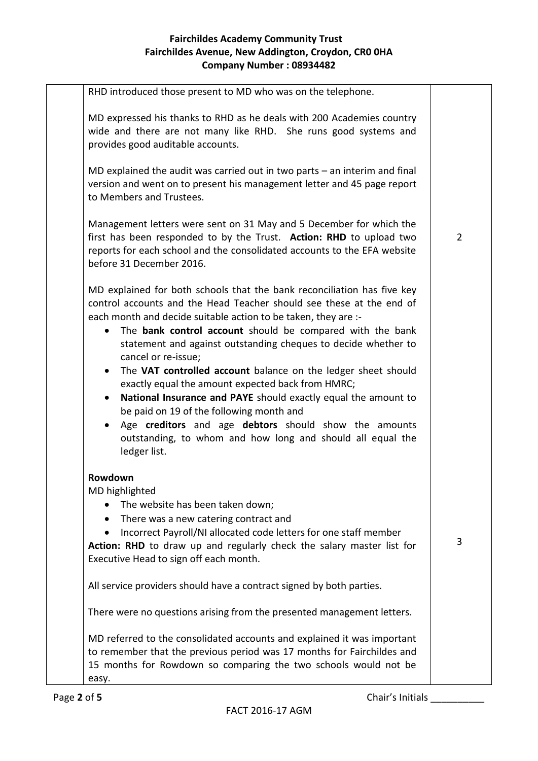| | | |
|---|---|---|
| | RHD introduced those present to MD who was on the telephone.<br><br>MD expressed his thanks to RHD as he deals with 200 Academies country wide and there are not many like RHD. She runs good systems and provides good auditable accounts.<br><br>MD explained the audit was carried out in two parts – an interim and final version and went on to present his management letter and 45 page report to Members and Trustees.<br><br>Management letters were sent on 31 May and 5 December for which the first has been responded to by the Trust. **Action: RHD** to upload two reports for each school and the consolidated accounts to the EFA website before 31 December 2016. | 2 |
| | MD explained for both schools that the bank reconciliation has five key control accounts and the Head Teacher should see these at the end of each month and decide suitable action to be taken, they are :-<br>• The **bank control account** should be compared with the bank statement and against outstanding cheques to decide whether to cancel or re-issue;<br>• The **VAT controlled account** balance on the ledger sheet should exactly equal the amount expected back from HMRC;<br>• **National Insurance and PAYE** should exactly equal the amount to be paid on 19 of the following month and<br>• Age **creditors** and age **debtors** should show the amounts outstanding, to whom and how long and should all equal the ledger list. | |
| | **Rowdown**<br>MD highlighted<br>• The website has been taken down;<br>• There was a new catering contract and<br>• Incorrect Payroll/NI allocated code letters for one staff member<br>**Action: RHD** to draw up and regularly check the salary master list for Executive Head to sign off each month. | 3 |
| | All service providers should have a contract signed by both parties.<br><br>There were no questions arising from the presented management letters.<br><br>MD referred to the consolidated accounts and explained it was important to remember that the previous period was 17 months for Fairchildes and 15 months for Rowdown so comparing the two schools would not be easy. | |

Chair's Initials __________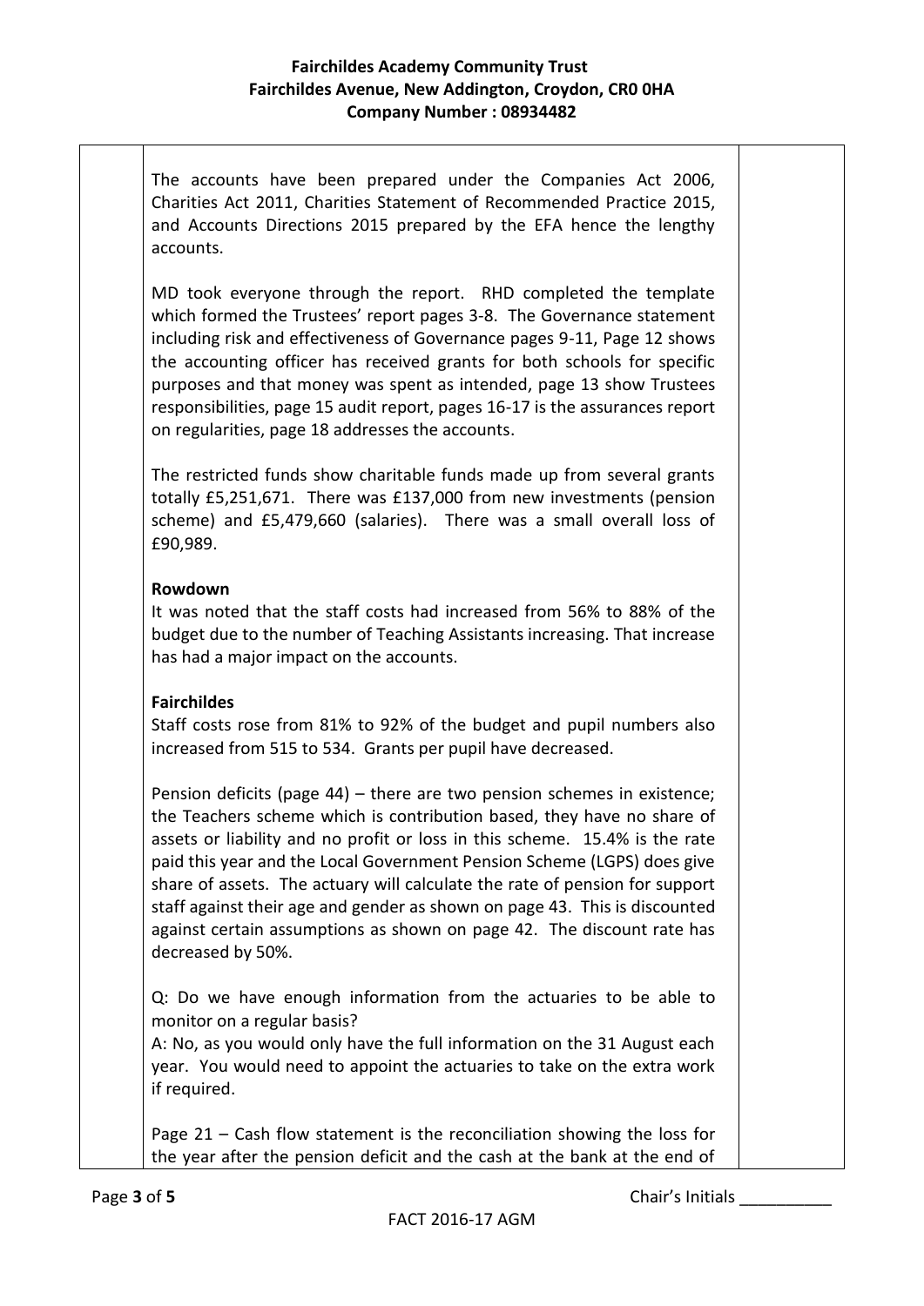The accounts have been prepared under the Companies Act 2006, Charities Act 2011, Charities Statement of Recommended Practice 2015, and Accounts Directions 2015 prepared by the EFA hence the lengthy accounts.

MD took everyone through the report. RHD completed the template which formed the Trustees' report pages 3-8. The Governance statement including risk and effectiveness of Governance pages 9-11, Page 12 shows the accounting officer has received grants for both schools for specific purposes and that money was spent as intended, page 13 show Trustees responsibilities, page 15 audit report, pages 16-17 is the assurances report on regularities, page 18 addresses the accounts.

The restricted funds show charitable funds made up from several grants totally £5,251,671. There was £137,000 from new investments (pension scheme) and £5,479,660 (salaries). There was a small overall loss of £90,989.

**Rowdown**

It was noted that the staff costs had increased from 56% to 88% of the budget due to the number of Teaching Assistants increasing. That increase has had a major impact on the accounts.

**Fairchildes**

Staff costs rose from 81% to 92% of the budget and pupil numbers also increased from 515 to 534. Grants per pupil have decreased.

Pension deficits (page 44) – there are two pension schemes in existence; the Teachers scheme which is contribution based, they have no share of assets or liability and no profit or loss in this scheme. 15.4% is the rate paid this year and the Local Government Pension Scheme (LGPS) does give share of assets. The actuary will calculate the rate of pension for support staff against their age and gender as shown on page 43. This is discounted against certain assumptions as shown on page 42. The discount rate has decreased by 50%.

Q: Do we have enough information from the actuaries to be able to monitor on a regular basis?
A: No, as you would only have the full information on the 31 August each year. You would need to appoint the actuaries to take on the extra work if required.

Page 21 – Cash flow statement is the reconciliation showing the loss for the year after the pension deficit and the cash at the bank at the end of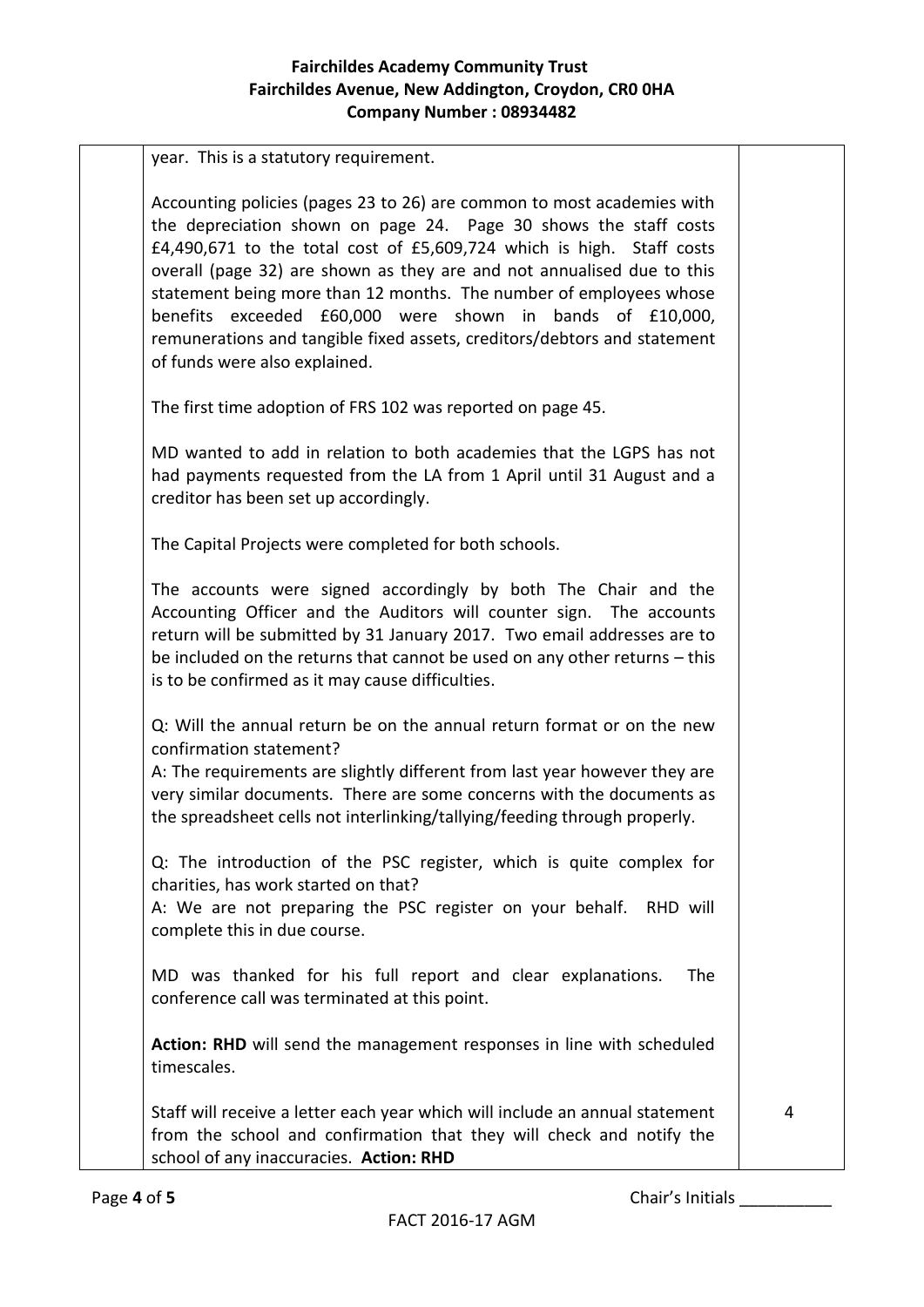year. This is a statutory requirement.

Accounting policies (pages 23 to 26) are common to most academies with the depreciation shown on page 24. Page 30 shows the staff costs £4,490,671 to the total cost of £5,609,724 which is high. Staff costs overall (page 32) are shown as they are and not annualised due to this statement being more than 12 months. The number of employees whose benefits exceeded £60,000 were shown in bands of £10,000, remunerations and tangible fixed assets, creditors/debtors and statement of funds were also explained.

The first time adoption of FRS 102 was reported on page 45.

MD wanted to add in relation to both academies that the LGPS has not had payments requested from the LA from 1 April until 31 August and a creditor has been set up accordingly.

The Capital Projects were completed for both schools.

The accounts were signed accordingly by both The Chair and the Accounting Officer and the Auditors will counter sign. The accounts return will be submitted by 31 January 2017. Two email addresses are to be included on the returns that cannot be used on any other returns – this is to be confirmed as it may cause difficulties.

Q: Will the annual return be on the annual return format or on the new confirmation statement?
A: The requirements are slightly different from last year however they are very similar documents. There are some concerns with the documents as the spreadsheet cells not interlinking/tallying/feeding through properly.

Q: The introduction of the PSC register, which is quite complex for charities, has work started on that?
A: We are not preparing the PSC register on your behalf. RHD will complete this in due course.

MD was thanked for his full report and clear explanations. The conference call was terminated at this point.

**Action: RHD** will send the management responses in line with scheduled timescales.

Staff will receive a letter each year which will include an annual statement from the school and confirmation that they will check and notify the school of any inaccuracies. **Action: RHD** — 4

Chair's Initials __________

FACT 2016-17 AGM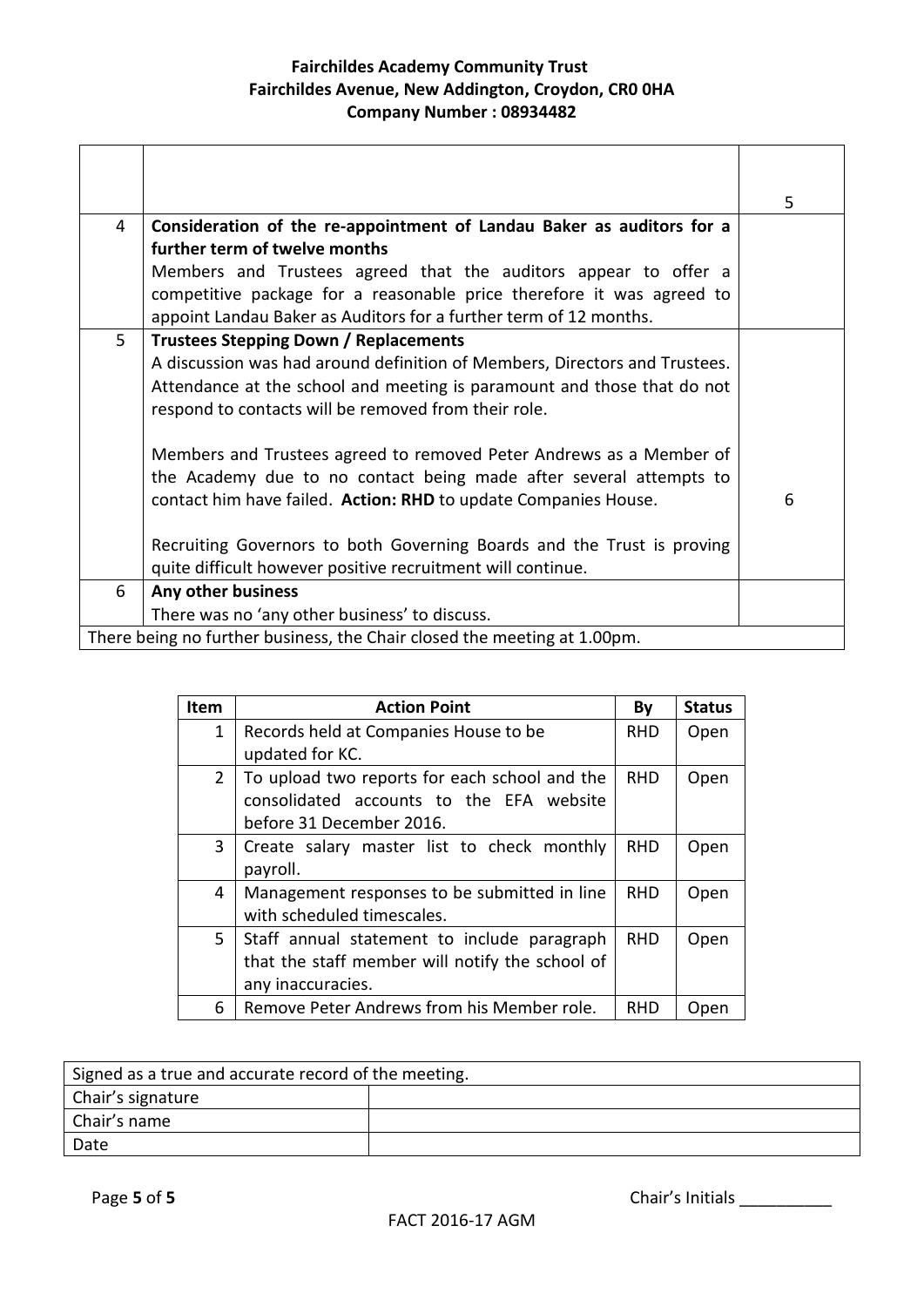**Fairchildes Academy Community Trust**
**Fairchildes Avenue, New Addington, Croydon, CR0 0HA**
**Company Number : 08934482**

| | | |
|---|---|---|
| | | 5 |
| 4 | **Consideration of the re-appointment of Landau Baker as auditors for a further term of twelve months**<br>Members and Trustees agreed that the auditors appear to offer a competitive package for a reasonable price therefore it was agreed to appoint Landau Baker as Auditors for a further term of 12 months. | |
| 5 | **Trustees Stepping Down / Replacements**<br>A discussion was had around definition of Members, Directors and Trustees. Attendance at the school and meeting is paramount and those that do not respond to contacts will be removed from their role.<br><br>Members and Trustees agreed to removed Peter Andrews as a Member of the Academy due to no contact being made after several attempts to contact him have failed. **Action: RHD** to update Companies House.<br><br>Recruiting Governors to both Governing Boards and the Trust is proving quite difficult however positive recruitment will continue. | 6 |
| 6 | **Any other business**<br>There was no 'any other business' to discuss. | |

There being no further business, the Chair closed the meeting at 1.00pm.

| Item | Action Point | By | Status |
|---|---|---|---|
| 1 | Records held at Companies House to be updated for KC. | RHD | Open |
| 2 | To upload two reports for each school and the consolidated accounts to the EFA website before 31 December 2016. | RHD | Open |
| 3 | Create salary master list to check monthly payroll. | RHD | Open |
| 4 | Management responses to be submitted in line with scheduled timescales. | RHD | Open |
| 5 | Staff annual statement to include paragraph that the staff member will notify the school of any inaccuracies. | RHD | Open |
| 6 | Remove Peter Andrews from his Member role. | RHD | Open |

| Signed as a true and accurate record of the meeting. | |
|---|---|
| Chair's signature | |
| Chair's name | |
| Date | |

Chair's Initials __________

FACT 2016-17 AGM